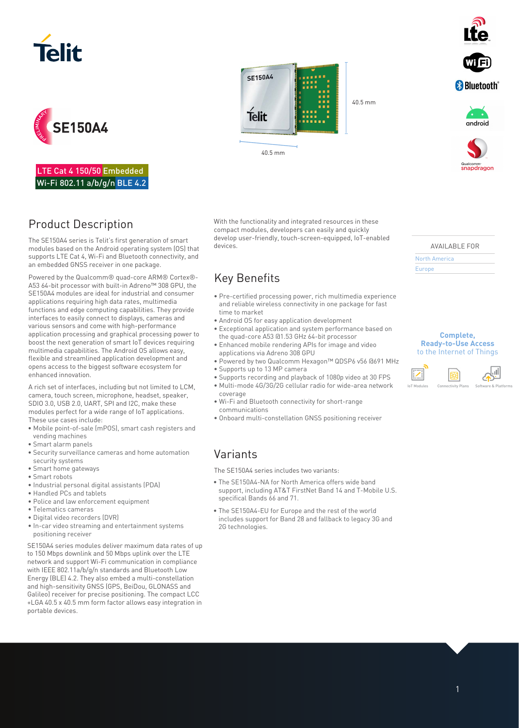# SE150A4

PRELIMINARY

LTE Cat 4 150/50 Embedded
Wi-Fi 802.11 a/b/g/n BLE 4.2

40.5 mm

40.5 mm

## Product Description

The SE150A4 series is Telit's first generation of smart modules based on the Android operating system (OS) that supports LTE Cat 4, Wi-Fi and Bluetooth connectivity, and an embedded GNSS receiver in one package.

Powered by the Qualcomm® quad-core ARM® Cortex®-A53 64-bit processor with built-in Adreno™ 308 GPU, the SE150A4 modules are ideal for industrial and consumer applications requiring high data rates, multimedia functions and edge computing capabilities. They provide interfaces to easily connect to displays, cameras and various sensors and come with high-performance application processing and graphical processing power to boost the next generation of smart IoT devices requiring multimedia capabilities. The Android OS allows easy, flexible and streamlined application development and opens access to the biggest software ecosystem for enhanced innovation.

A rich set of interfaces, including but not limited to LCM, camera, touch screen, microphone, headset, speaker, SDIO 3.0, USB 2.0, UART, SPI and I2C, make these modules perfect for a wide range of IoT applications. These use cases include:

- Mobile point-of-sale (mPOS), smart cash registers and vending machines
- Smart alarm panels
- Security surveillance cameras and home automation security systems
- Smart home gateways
- Smart robots
- Industrial personal digital assistants (PDA)
- Handled PCs and tablets
- Police and law enforcement equipment
- Telematics cameras
- Digital video recorders (DVR)
- In-car video streaming and entertainment systems positioning receiver

SE150A4 series modules deliver maximum data rates of up to 150 Mbps downlink and 50 Mbps uplink over the LTE network and support Wi-Fi communication in compliance with IEEE 802.11a/b/g/n standards and Bluetooth Low Energy (BLE) 4.2. They also embed a multi-constellation and high-sensitivity GNSS (GPS, BeiDou, GLONASS and Galileo) receiver for precise positioning. The compact LCC +LGA 40.5 x 40.5 mm form factor allows easy integration in portable devices.

With the functionality and integrated resources in these compact modules, developers can easily and quickly develop user-friendly, touch-screen-equipped, IoT-enabled devices.

## Key Benefits

- Pre-certified processing power, rich multimedia experience and reliable wireless connectivity in one package for fast time to market
- Android OS for easy application development
- Exceptional application and system performance based on the quad-core A53 @1.53 GHz 64-bit processor
- Enhanced mobile rendering APIs for image and video applications via Adreno 308 GPU
- Powered by two Qualcomm Hexagon™ QDSP6 v56 @691 MHz
- Supports up to 13 MP camera
- Supports recording and playback of 1080p video at 30 FPS
- Multi-mode 4G/3G/2G cellular radio for wide-area network coverage
- Wi-Fi and Bluetooth connectivity for short-range communications
- Onboard multi-constellation GNSS positioning receiver

## Variants

The SE150A4 series includes two variants:

- The SE150A4-NA for North America offers wide band support, including AT&T FirstNet Band 14 and T-Mobile U.S. specifical Bands 66 and 71.
- The SE150A4-EU for Europe and the rest of the world includes support for Band 28 and fallback to legacy 3G and 2G technologies.

AVAILABLE FOR

North America

Europe

**Complete, Ready-to-Use Access** to the Internet of Things

IoT Modules | Connectivity Plans | Software & Platforms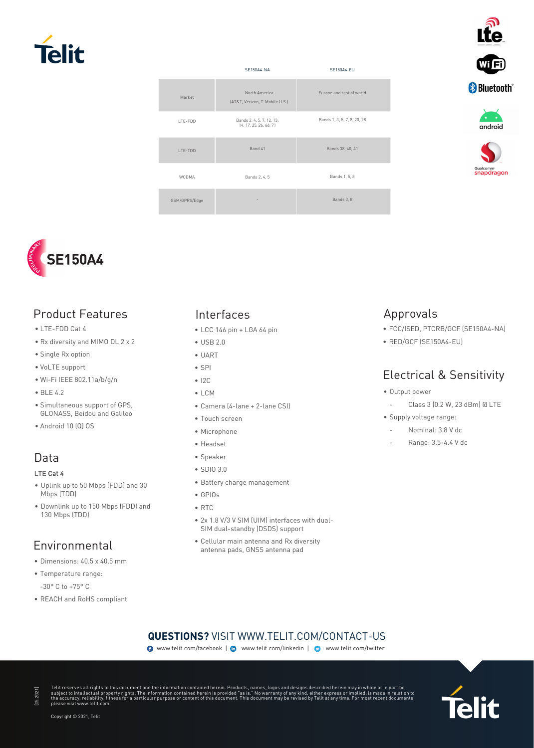| | SE150A4-NA | SE150A4-EU |
|---|---|---|
| Market | North America (AT&T, Verizon, T-Mobile U.S.) | Europe and rest of world |
| LTE-FDD | Bands 2, 4, 5, 7, 12, 13, 14, 17, 25, 26, 66, 71 | Bands 1, 3, 5, 7, 8, 20, 28 |
| LTE-TDD | Band 41 | Bands 38, 40, 41 |
| WCDMA | Bands 2, 4, 5 | Bands 1, 5, 8 |
| GSM/GPRS/Edge | - | Bands 3, 8 |

PRELIMINARY

# SE150A4

## Product Features

- LTE-FDD Cat 4
- Rx diversity and MIMO DL 2 x 2
- Single Rx option
- VoLTE support
- Wi-Fi IEEE 802.11a/b/g/n
- BLE 4.2
- Simultaneous support of GPS, GLONASS, Beidou and Galileo
- Android 10 (Q) OS

## Data

**LTE Cat 4**

- Uplink up to 50 Mbps (FDD) and 30 Mbps (TDD)
- Downlink up to 150 Mbps (FDD) and 130 Mbps (TDD)

## Environmental

- Dimensions: 40.5 x 40.5 mm
- Temperature range:
  -30° C to +75° C
- REACH and RoHS compliant

## Interfaces

- LCC 146 pin + LGA 64 pin
- USB 2.0
- UART
- SPI
- I2C
- LCM
- Camera (4-lane + 2-lane CSI)
- Touch screen
- Microphone
- Headset
- Speaker
- SDIO 3.0
- Battery charge management
- GPIOs
- RTC
- 2x 1.8 V/3 V SIM (UIM) interfaces with dual-SIM dual-standby (DSDS) support
- Cellular main antenna and Rx diversity antenna pads, GNSS antenna pad

## Approvals

- FCC/ISED, PTCRB/GCF (SE150A4-NA)
- RED/GCF (SE150A4-EU)

## Electrical & Sensitivity

- Output power
  - Class 3 (0.2 W, 23 dBm) @ LTE
- Supply voltage range:
  - Nominal: 3.8 V dc
  - Range: 3.5-4.4 V dc

**QUESTIONS?** VISIT WWW.TELIT.COM/CONTACT-US

www.telit.com/facebook | www.telit.com/linkedin | www.telit.com/twitter

Telit reserves all rights to this document and the information contained herein. Products, names, logos and designs described herein may in whole or in part be subject to intellectual property rights. The information contained herein is provided "as is." No warranty of any kind, either express or implied, is made in relation to the accuracy, reliability, fitness for a particular purpose or content of this document. This document may be revised by Telit at any time. For most recent documents, please visit www.telit.com

Copyright © 2021, Telit

[05.2021]